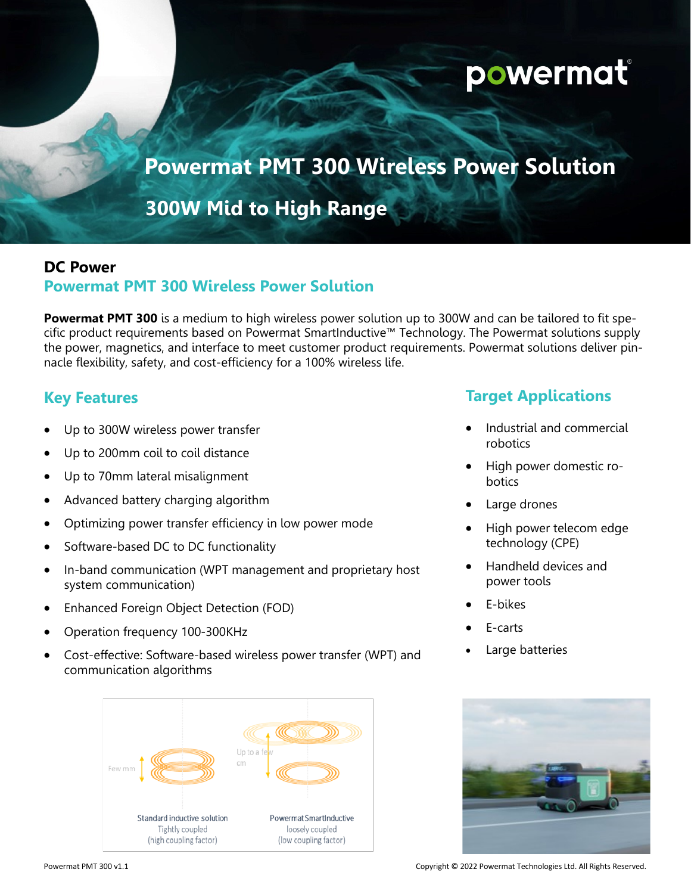# Powermat PMT 300 Wireless Power Solution

## 300W Mid to High Range

### DC Power

### Powermat PMT 300 Wireless Power Solution

**Powermat PMT 300** is a medium to high wireless power solution up to 300W and can be tailored to fit specific product requirements based on Powermat SmartInductive™ Technology. The Powermat solutions supply the power, magnetics, and interface to meet customer product requirements. Powermat solutions deliver pinnacle flexibility, safety, and cost-efficiency for a 100% wireless life.

### Key Features

- Up to 300W wireless power transfer
- Up to 200mm coil to coil distance
- Up to 70mm lateral misalignment
- Advanced battery charging algorithm
- Optimizing power transfer efficiency in low power mode
- Software-based DC to DC functionality
- In-band communication (WPT management and proprietary host system communication)
- Enhanced Foreign Object Detection (FOD)
- Operation frequency 100-300KHz
- Cost-effective: Software-based wireless power transfer (WPT) and communication algorithms

### Target Applications

- Industrial and commercial robotics
- High power domestic robotics
- Large drones
- High power telecom edge technology (CPE)
- Handheld devices and power tools
- E-bikes
- E-carts
- Large batteries

Few mm — Standard inductive solution — Tightly coupled (high coupling factor)

Up to a few cm — Powermat SmartInductive — loosely coupled (low coupling factor)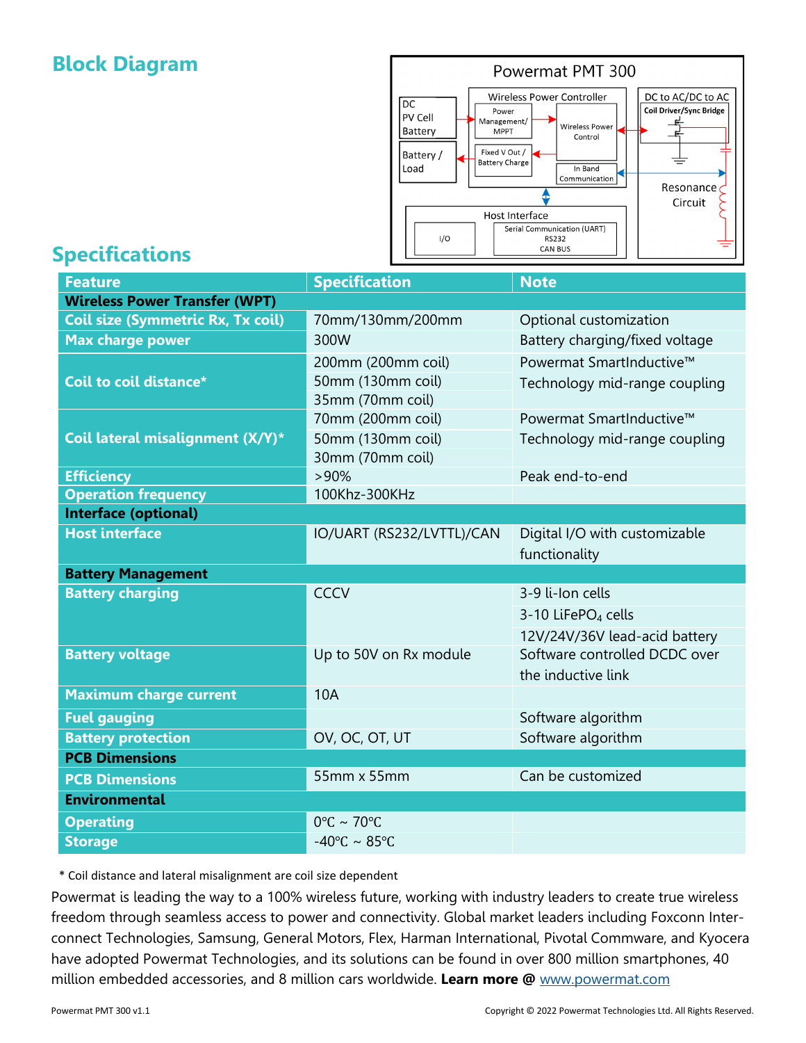## Block Diagram

Powermat PMT 300

DC
PV Cell
Battery

Battery /
Load

Wireless Power Controller

Power Management/ MPPT

Fixed V Out / Battery Charge

Wireless Power Control

In Band Communication

DC to AC/DC to AC

Coil Driver/Sync Bridge

Resonance Circuit

Host Interface

I/O

Serial Communication (UART)
RS232
CAN BUS

## Specifications

| Feature | Specification | Note |
| --- | --- | --- |
| **Wireless Power Transfer (WPT)** | | |
| Coil size (Symmetric Rx, Tx coil) | 70mm/130mm/200mm | Optional customization |
| Max charge power | 300W | Battery charging/fixed voltage |
| Coil to coil distance* | 200mm (200mm coil)<br>50mm (130mm coil)<br>35mm (70mm coil) | Powermat SmartInductive™ Technology mid-range coupling |
| Coil lateral misalignment (X/Y)* | 70mm (200mm coil)<br>50mm (130mm coil)<br>30mm (70mm coil) | Powermat SmartInductive™ Technology mid-range coupling |
| Efficiency | >90% | Peak end-to-end |
| Operation frequency | 100Khz-300KHz | |
| **Interface (optional)** | | |
| Host interface | IO/UART (RS232/LVTTL)/CAN | Digital I/O with customizable functionality |
| **Battery Management** | | |
| Battery charging | CCCV | 3-9 li-Ion cells<br>3-10 $LiFePO_4$ cells<br>12V/24V/36V lead-acid battery |
| Battery voltage | Up to 50V on Rx module | Software controlled DCDC over the inductive link |
| Maximum charge current | 10A | |
| Fuel gauging | | Software algorithm |
| Battery protection | OV, OC, OT, UT | Software algorithm |
| **PCB Dimensions** | | |
| PCB Dimensions | 55mm x 55mm | Can be customized |
| **Environmental** | | |
| Operating | 0℃ ~ 70℃ | |
| Storage | -40℃ ~ 85℃ | |

\* Coil distance and lateral misalignment are coil size dependent

Powermat is leading the way to a 100% wireless future, working with industry leaders to create true wireless freedom through seamless access to power and connectivity. Global market leaders including Foxconn Inter-connect Technologies, Samsung, General Motors, Flex, Harman International, Pivotal Commware, and Kyocera have adopted Powermat Technologies, and its solutions can be found in over 800 million smartphones, 40 million embedded accessories, and 8 million cars worldwide. **Learn more @** www.powermat.com

Powermat PMT 300 v1.1

Copyright © 2022 Powermat Technologies Ltd. All Rights Reserved.